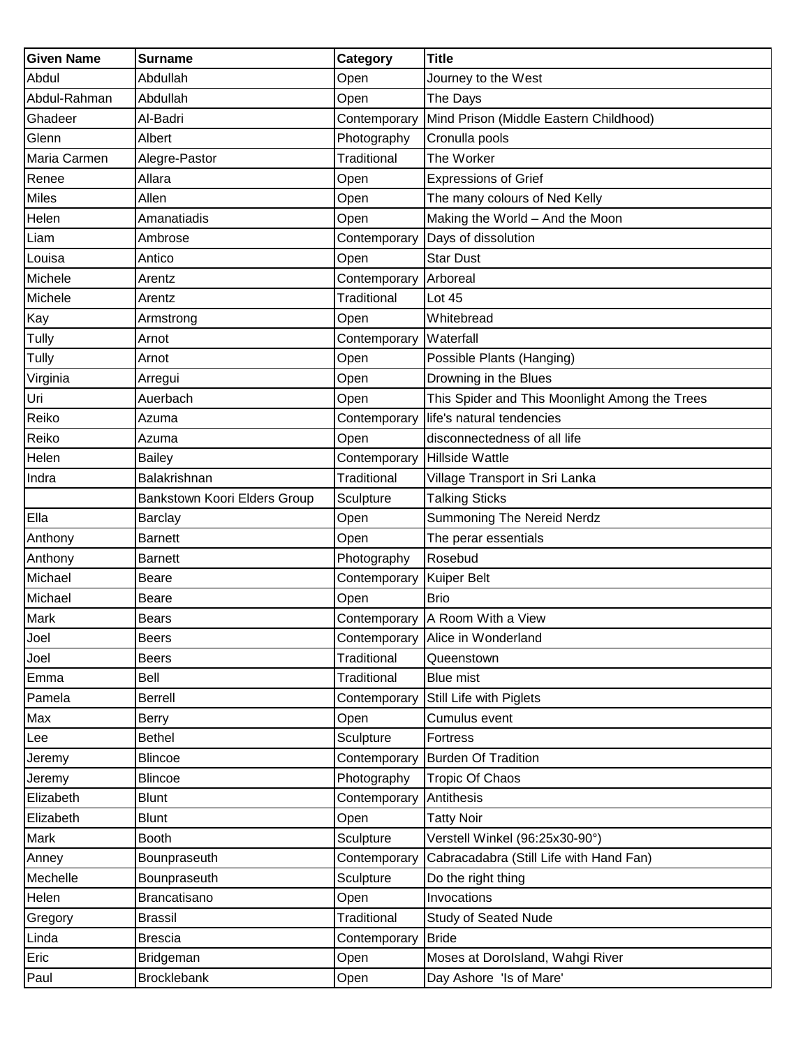| Given Name | Surname | Category | Title |
|---|---|---|---|
| Abdul | Abdullah | Open | Journey to the West |
| Abdul-Rahman | Abdullah | Open | The Days |
| Ghadeer | Al-Badri | Contemporary | Mind Prison (Middle Eastern Childhood) |
| Glenn | Albert | Photography | Cronulla pools |
| Maria Carmen | Alegre-Pastor | Traditional | The Worker |
| Renee | Allara | Open | Expressions of Grief |
| Miles | Allen | Open | The many colours of Ned Kelly |
| Helen | Amanatiadis | Open | Making the World – And the Moon |
| Liam | Ambrose | Contemporary | Days of dissolution |
| Louisa | Antico | Open | Star Dust |
| Michele | Arentz | Contemporary | Arboreal |
| Michele | Arentz | Traditional | Lot 45 |
| Kay | Armstrong | Open | Whitebread |
| Tully | Arnot | Contemporary | Waterfall |
| Tully | Arnot | Open | Possible Plants (Hanging) |
| Virginia | Arregui | Open | Drowning in the Blues |
| Uri | Auerbach | Open | This Spider and This Moonlight Among the Trees |
| Reiko | Azuma | Contemporary | life's natural tendencies |
| Reiko | Azuma | Open | disconnectedness of all life |
| Helen | Bailey | Contemporary | Hillside Wattle |
| Indra | Balakrishnan | Traditional | Village Transport in Sri Lanka |
| | Bankstown Koori Elders Group | Sculpture | Talking Sticks |
| Ella | Barclay | Open | Summoning The Nereid Nerdz |
| Anthony | Barnett | Open | The perar essentials |
| Anthony | Barnett | Photography | Rosebud |
| Michael | Beare | Contemporary | Kuiper Belt |
| Michael | Beare | Open | Brio |
| Mark | Bears | Contemporary | A Room With a View |
| Joel | Beers | Contemporary | Alice in Wonderland |
| Joel | Beers | Traditional | Queenstown |
| Emma | Bell | Traditional | Blue mist |
| Pamela | Berrell | Contemporary | Still Life with Piglets |
| Max | Berry | Open | Cumulus event |
| Lee | Bethel | Sculpture | Fortress |
| Jeremy | Blincoe | Contemporary | Burden Of Tradition |
| Jeremy | Blincoe | Photography | Tropic Of Chaos |
| Elizabeth | Blunt | Contemporary | Antithesis |
| Elizabeth | Blunt | Open | Tatty Noir |
| Mark | Booth | Sculpture | Verstell Winkel (96:25x30-90°) |
| Anney | Bounpraseuth | Contemporary | Cabracadabra (Still Life with Hand Fan) |
| Mechelle | Bounpraseuth | Sculpture | Do the right thing |
| Helen | Brancatisano | Open | Invocations |
| Gregory | Brassil | Traditional | Study of Seated Nude |
| Linda | Brescia | Contemporary | Bride |
| Eric | Bridgeman | Open | Moses at DoroIsland, Wahgi River |
| Paul | Brocklebank | Open | Day Ashore 'Is of Mare' |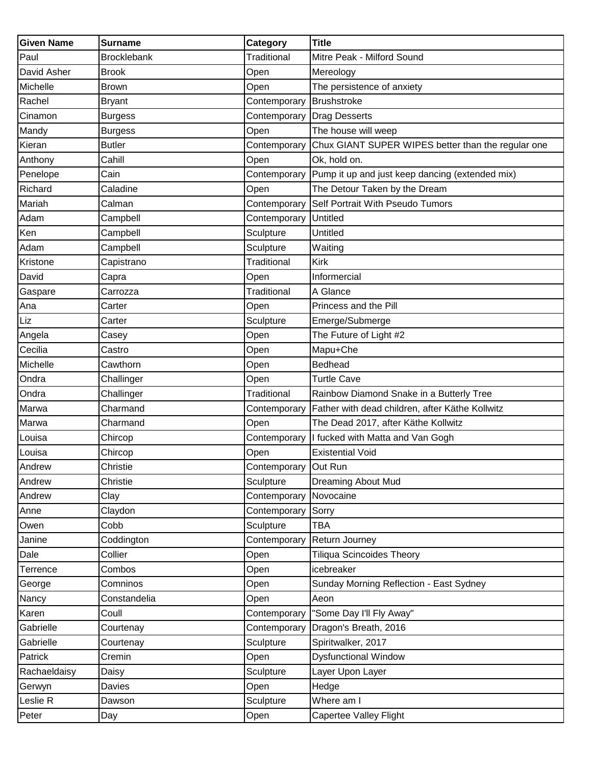| Given Name | Surname | Category | Title |
| --- | --- | --- | --- |
| Paul | Brocklebank | Traditional | Mitre Peak - Milford Sound |
| David Asher | Brook | Open | Mereology |
| Michelle | Brown | Open | The persistence of anxiety |
| Rachel | Bryant | Contemporary | Brushstroke |
| Cinamon | Burgess | Contemporary | Drag Desserts |
| Mandy | Burgess | Open | The house will weep |
| Kieran | Butler | Contemporary | Chux GIANT SUPER WIPES better than the regular one |
| Anthony | Cahill | Open | Ok, hold on. |
| Penelope | Cain | Contemporary | Pump it up and just keep dancing (extended mix) |
| Richard | Caladine | Open | The Detour Taken by the Dream |
| Mariah | Calman | Contemporary | Self Portrait With Pseudo Tumors |
| Adam | Campbell | Contemporary | Untitled |
| Ken | Campbell | Sculpture | Untitled |
| Adam | Campbell | Sculpture | Waiting |
| Kristone | Capistrano | Traditional | Kirk |
| David | Capra | Open | Informercial |
| Gaspare | Carrozza | Traditional | A Glance |
| Ana | Carter | Open | Princess and the Pill |
| Liz | Carter | Sculpture | Emerge/Submerge |
| Angela | Casey | Open | The Future of Light #2 |
| Cecilia | Castro | Open | Mapu+Che |
| Michelle | Cawthorn | Open | Bedhead |
| Ondra | Challinger | Open | Turtle Cave |
| Ondra | Challinger | Traditional | Rainbow Diamond Snake in a Butterly Tree |
| Marwa | Charmand | Contemporary | Father with dead children, after Käthe Kollwitz |
| Marwa | Charmand | Open | The Dead 2017, after Käthe Kollwitz |
| Louisa | Chircop | Contemporary | I fucked with Matta and Van Gogh |
| Louisa | Chircop | Open | Existential Void |
| Andrew | Christie | Contemporary | Out Run |
| Andrew | Christie | Sculpture | Dreaming About Mud |
| Andrew | Clay | Contemporary | Novocaine |
| Anne | Claydon | Contemporary | Sorry |
| Owen | Cobb | Sculpture | TBA |
| Janine | Coddington | Contemporary | Return Journey |
| Dale | Collier | Open | Tiliqua Scincoides Theory |
| Terrence | Combos | Open | icebreaker |
| George | Comninos | Open | Sunday Morning Reflection - East Sydney |
| Nancy | Constandelia | Open | Aeon |
| Karen | Coull | Contemporary | "Some Day I'll Fly Away" |
| Gabrielle | Courtenay | Contemporary | Dragon's Breath, 2016 |
| Gabrielle | Courtenay | Sculpture | Spiritwalker, 2017 |
| Patrick | Cremin | Open | Dysfunctional Window |
| Rachaeldaisy | Daisy | Sculpture | Layer Upon Layer |
| Gerwyn | Davies | Open | Hedge |
| Leslie R | Dawson | Sculpture | Where am I |
| Peter | Day | Open | Capertee Valley Flight |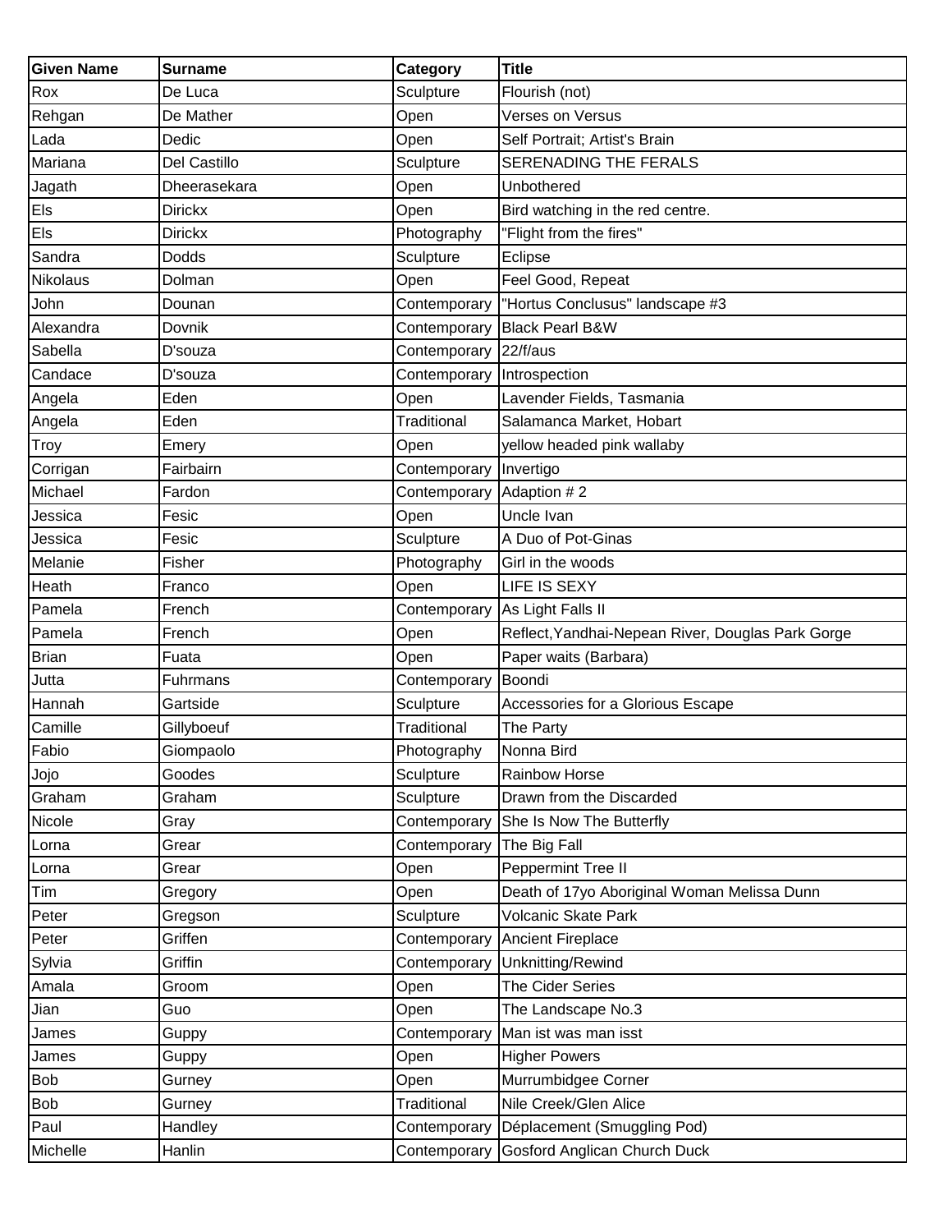| Given Name | Surname | Category | Title |
| --- | --- | --- | --- |
| Rox | De Luca | Sculpture | Flourish (not) |
| Rehgan | De Mather | Open | Verses on Versus |
| Lada | Dedic | Open | Self Portrait; Artist's Brain |
| Mariana | Del Castillo | Sculpture | SERENADING THE FERALS |
| Jagath | Dheerasekara | Open | Unbothered |
| Els | Dirickx | Open | Bird watching in the red centre. |
| Els | Dirickx | Photography | "Flight from the fires" |
| Sandra | Dodds | Sculpture | Eclipse |
| Nikolaus | Dolman | Open | Feel Good, Repeat |
| John | Dounan | Contemporary | "Hortus Conclusus" landscape #3 |
| Alexandra | Dovnik | Contemporary | Black Pearl B&W |
| Sabella | D'souza | Contemporary | 22/f/aus |
| Candace | D'souza | Contemporary | Introspection |
| Angela | Eden | Open | Lavender Fields, Tasmania |
| Angela | Eden | Traditional | Salamanca Market, Hobart |
| Troy | Emery | Open | yellow headed pink wallaby |
| Corrigan | Fairbairn | Contemporary | Invertigo |
| Michael | Fardon | Contemporary | Adaption # 2 |
| Jessica | Fesic | Open | Uncle Ivan |
| Jessica | Fesic | Sculpture | A Duo of Pot-Ginas |
| Melanie | Fisher | Photography | Girl in the woods |
| Heath | Franco | Open | LIFE IS SEXY |
| Pamela | French | Contemporary | As Light Falls II |
| Pamela | French | Open | Reflect,Yandhai-Nepean River, Douglas Park Gorge |
| Brian | Fuata | Open | Paper waits (Barbara) |
| Jutta | Fuhrmans | Contemporary | Boondi |
| Hannah | Gartside | Sculpture | Accessories for a Glorious Escape |
| Camille | Gillyboeuf | Traditional | The Party |
| Fabio | Giompaolo | Photography | Nonna Bird |
| Jojo | Goodes | Sculpture | Rainbow Horse |
| Graham | Graham | Sculpture | Drawn from the Discarded |
| Nicole | Gray | Contemporary | She Is Now The Butterfly |
| Lorna | Grear | Contemporary | The Big Fall |
| Lorna | Grear | Open | Peppermint Tree II |
| Tim | Gregory | Open | Death of 17yo Aboriginal Woman Melissa Dunn |
| Peter | Gregson | Sculpture | Volcanic Skate Park |
| Peter | Griffen | Contemporary | Ancient Fireplace |
| Sylvia | Griffin | Contemporary | Unknitting/Rewind |
| Amala | Groom | Open | The Cider Series |
| Jian | Guo | Open | The Landscape No.3 |
| James | Guppy | Contemporary | Man ist was man isst |
| James | Guppy | Open | Higher Powers |
| Bob | Gurney | Open | Murrumbidgee Corner |
| Bob | Gurney | Traditional | Nile Creek/Glen Alice |
| Paul | Handley | Contemporary | Déplacement (Smuggling Pod) |
| Michelle | Hanlin | Contemporary | Gosford Anglican Church Duck |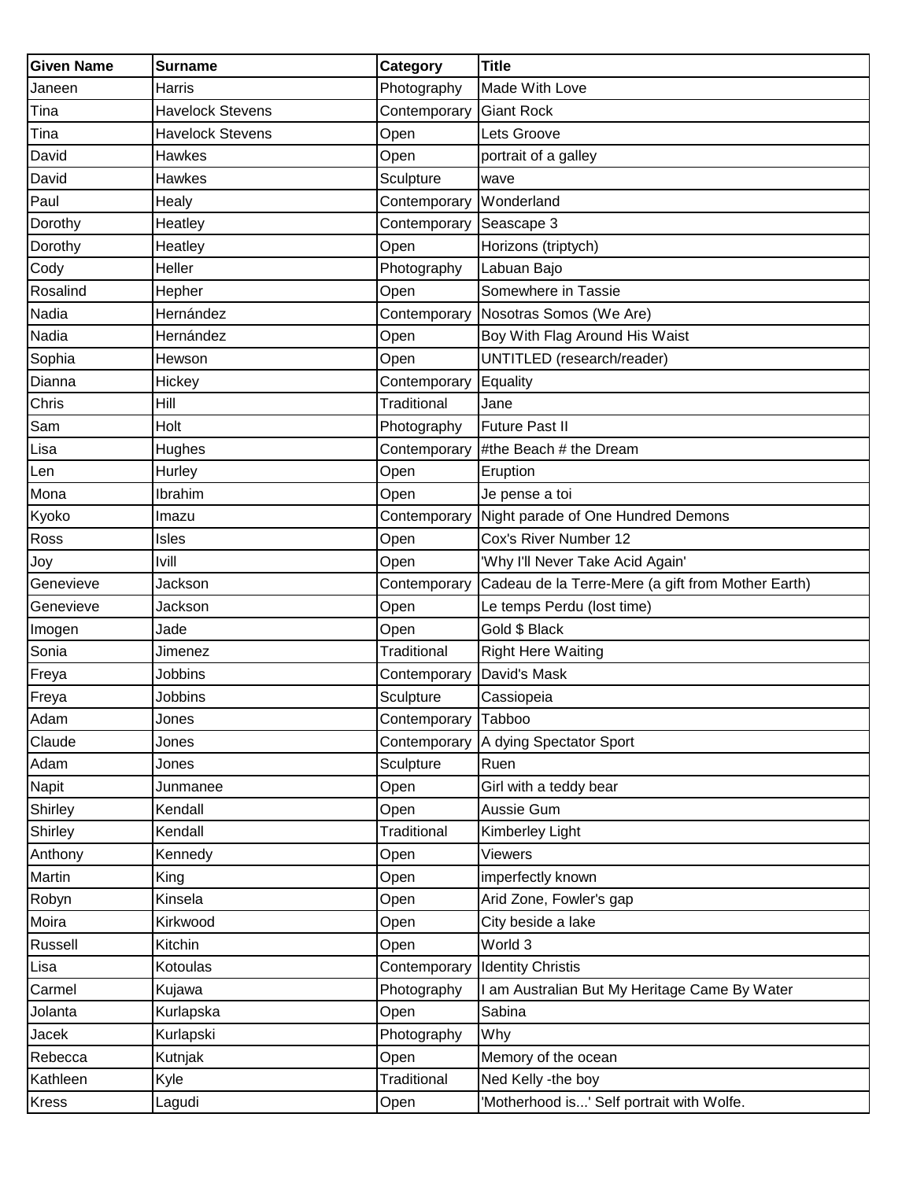| Given Name | Surname | Category | Title |
| --- | --- | --- | --- |
| Janeen | Harris | Photography | Made With Love |
| Tina | Havelock Stevens | Contemporary | Giant Rock |
| Tina | Havelock Stevens | Open | Lets Groove |
| David | Hawkes | Open | portrait of a galley |
| David | Hawkes | Sculpture | wave |
| Paul | Healy | Contemporary | Wonderland |
| Dorothy | Heatley | Contemporary | Seascape 3 |
| Dorothy | Heatley | Open | Horizons (triptych) |
| Cody | Heller | Photography | Labuan Bajo |
| Rosalind | Hepher | Open | Somewhere in Tassie |
| Nadia | Hernández | Contemporary | Nosotras Somos (We Are) |
| Nadia | Hernández | Open | Boy With Flag Around His Waist |
| Sophia | Hewson | Open | UNTITLED (research/reader) |
| Dianna | Hickey | Contemporary | Equality |
| Chris | Hill | Traditional | Jane |
| Sam | Holt | Photography | Future Past II |
| Lisa | Hughes | Contemporary | #the Beach # the Dream |
| Len | Hurley | Open | Eruption |
| Mona | Ibrahim | Open | Je pense a toi |
| Kyoko | Imazu | Contemporary | Night parade of One Hundred Demons |
| Ross | Isles | Open | Cox's River Number 12 |
| Joy | Ivill | Open | 'Why I'll Never Take Acid Again' |
| Genevieve | Jackson | Contemporary | Cadeau de la Terre-Mere (a gift from Mother Earth) |
| Genevieve | Jackson | Open | Le temps Perdu (lost time) |
| Imogen | Jade | Open | Gold $ Black |
| Sonia | Jimenez | Traditional | Right Here Waiting |
| Freya | Jobbins | Contemporary | David's Mask |
| Freya | Jobbins | Sculpture | Cassiopeia |
| Adam | Jones | Contemporary | Tabboo |
| Claude | Jones | Contemporary | A dying Spectator Sport |
| Adam | Jones | Sculpture | Ruen |
| Napit | Junmanee | Open | Girl with a teddy bear |
| Shirley | Kendall | Open | Aussie Gum |
| Shirley | Kendall | Traditional | Kimberley Light |
| Anthony | Kennedy | Open | Viewers |
| Martin | King | Open | imperfectly known |
| Robyn | Kinsela | Open | Arid Zone, Fowler's gap |
| Moira | Kirkwood | Open | City beside a lake |
| Russell | Kitchin | Open | World 3 |
| Lisa | Kotoulas | Contemporary | Identity Christis |
| Carmel | Kujawa | Photography | I am Australian But My Heritage Came By Water |
| Jolanta | Kurlapska | Open | Sabina |
| Jacek | Kurlapski | Photography | Why |
| Rebecca | Kutnjak | Open | Memory of the ocean |
| Kathleen | Kyle | Traditional | Ned Kelly -the boy |
| Kress | Lagudi | Open | 'Motherhood is...' Self portrait with Wolfe. |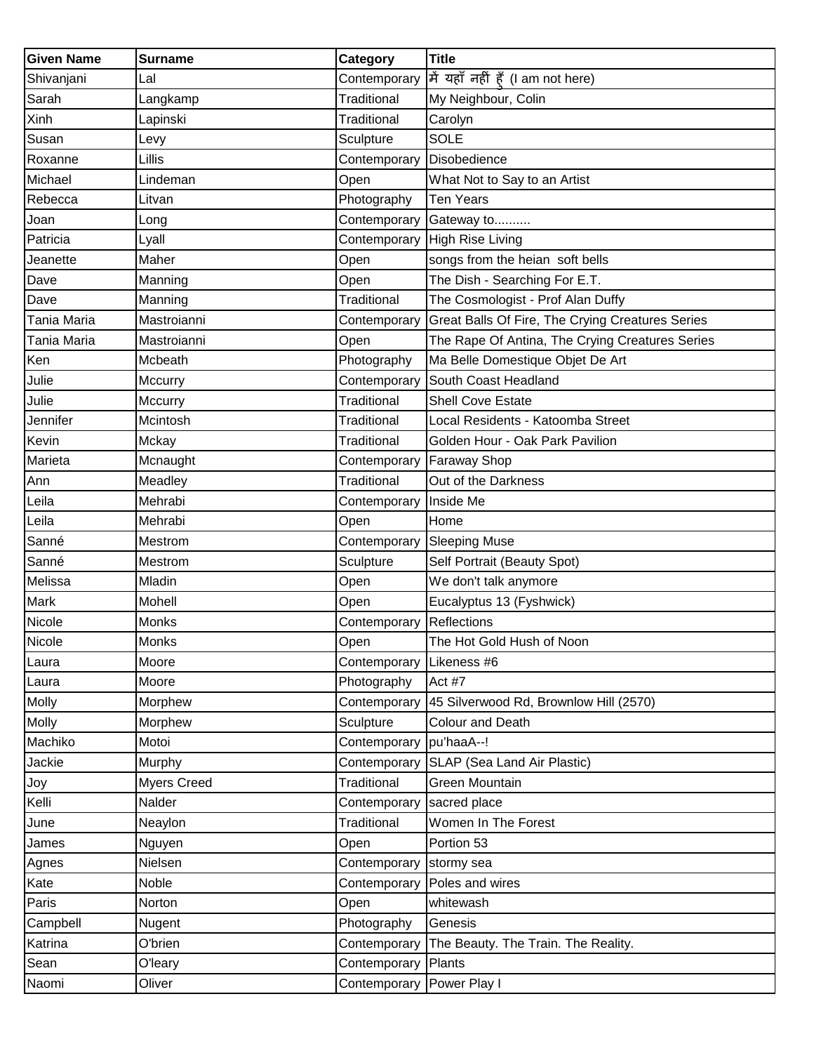| Given Name | Surname | Category | Title |
| --- | --- | --- | --- |
| Shivanjani | Lal | Contemporary | में यहाँ नहीं हुँ (I am not here) |
| Sarah | Langkamp | Traditional | My Neighbour, Colin |
| Xinh | Lapinski | Traditional | Carolyn |
| Susan | Levy | Sculpture | SOLE |
| Roxanne | Lillis | Contemporary | Disobedience |
| Michael | Lindeman | Open | What Not to Say to an Artist |
| Rebecca | Litvan | Photography | Ten Years |
| Joan | Long | Contemporary | Gateway to.......... |
| Patricia | Lyall | Contemporary | High Rise Living |
| Jeanette | Maher | Open | songs from the heian  soft bells |
| Dave | Manning | Open | The Dish - Searching For E.T. |
| Dave | Manning | Traditional | The Cosmologist - Prof Alan Duffy |
| Tania Maria | Mastroianni | Contemporary | Great Balls Of Fire, The Crying Creatures Series |
| Tania Maria | Mastroianni | Open | The Rape Of Antina, The Crying Creatures Series |
| Ken | Mcbeath | Photography | Ma Belle Domestique Objet De Art |
| Julie | Mccurry | Contemporary | South Coast Headland |
| Julie | Mccurry | Traditional | Shell Cove Estate |
| Jennifer | Mcintosh | Traditional | Local Residents - Katoomba Street |
| Kevin | Mckay | Traditional | Golden Hour - Oak Park Pavilion |
| Marieta | Mcnaught | Contemporary | Faraway Shop |
| Ann | Meadley | Traditional | Out of the Darkness |
| Leila | Mehrabi | Contemporary | Inside Me |
| Leila | Mehrabi | Open | Home |
| Sanné | Mestrom | Contemporary | Sleeping Muse |
| Sanné | Mestrom | Sculpture | Self Portrait (Beauty Spot) |
| Melissa | Mladin | Open | We don't talk anymore |
| Mark | Mohell | Open | Eucalyptus 13 (Fyshwick) |
| Nicole | Monks | Contemporary | Reflections |
| Nicole | Monks | Open | The Hot Gold Hush of Noon |
| Laura | Moore | Contemporary | Likeness #6 |
| Laura | Moore | Photography | Act #7 |
| Molly | Morphew | Contemporary | 45 Silverwood Rd, Brownlow Hill (2570) |
| Molly | Morphew | Sculpture | Colour and Death |
| Machiko | Motoi | Contemporary | pu'haaA--! |
| Jackie | Murphy | Contemporary | SLAP (Sea Land Air Plastic) |
| Joy | Myers Creed | Traditional | Green Mountain |
| Kelli | Nalder | Contemporary | sacred place |
| June | Neaylon | Traditional | Women In The Forest |
| James | Nguyen | Open | Portion 53 |
| Agnes | Nielsen | Contemporary | stormy sea |
| Kate | Noble | Contemporary | Poles and wires |
| Paris | Norton | Open | whitewash |
| Campbell | Nugent | Photography | Genesis |
| Katrina | O'brien | Contemporary | The Beauty. The Train. The Reality. |
| Sean | O'leary | Contemporary | Plants |
| Naomi | Oliver | Contemporary | Power Play I |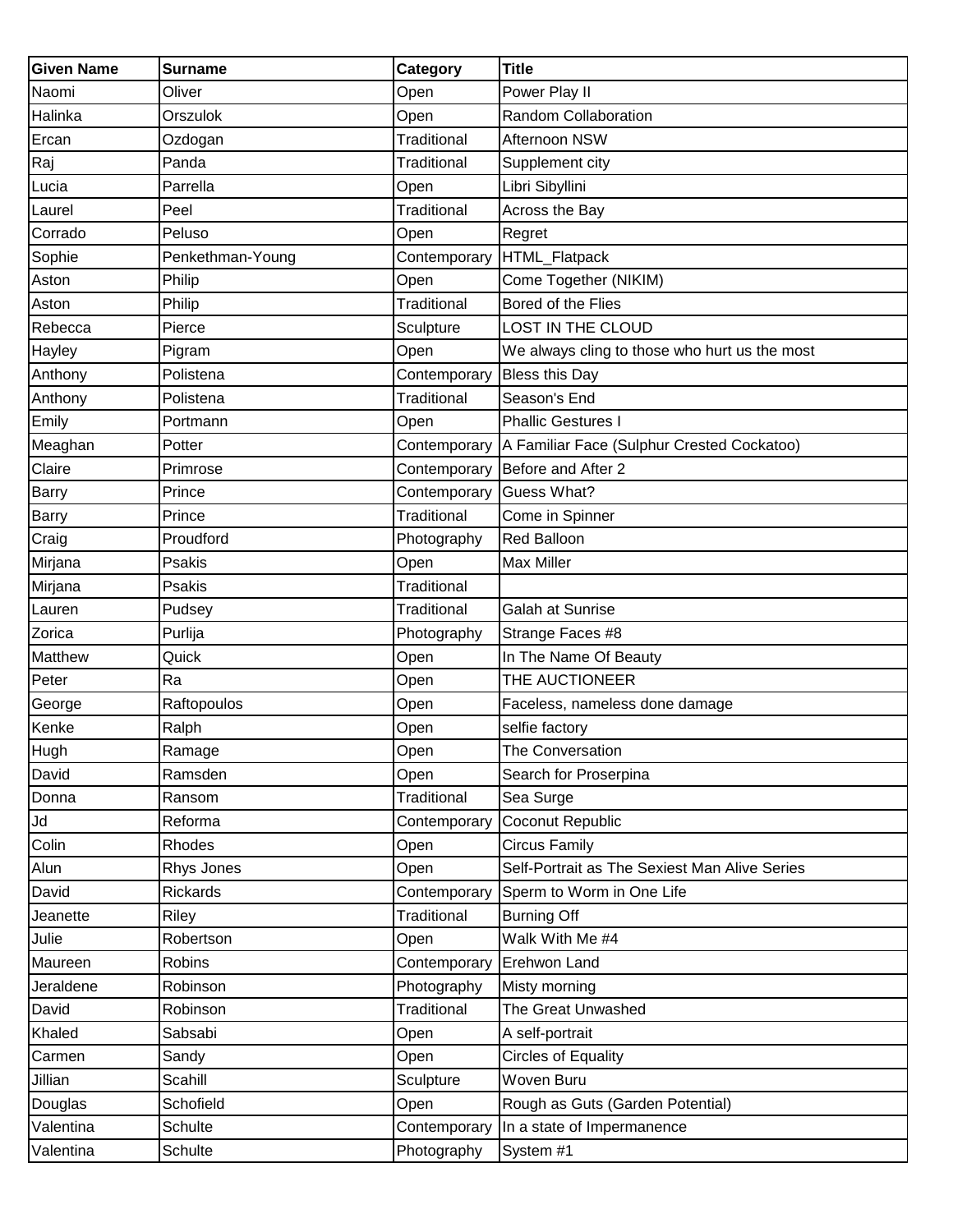| Given Name | Surname | Category | Title |
| --- | --- | --- | --- |
| Naomi | Oliver | Open | Power Play II |
| Halinka | Orszulok | Open | Random Collaboration |
| Ercan | Ozdogan | Traditional | Afternoon NSW |
| Raj | Panda | Traditional | Supplement city |
| Lucia | Parrella | Open | Libri Sibyllini |
| Laurel | Peel | Traditional | Across the Bay |
| Corrado | Peluso | Open | Regret |
| Sophie | Penkethman-Young | Contemporary | HTML_Flatpack |
| Aston | Philip | Open | Come Together (NIKIM) |
| Aston | Philip | Traditional | Bored of the Flies |
| Rebecca | Pierce | Sculpture | LOST IN THE CLOUD |
| Hayley | Pigram | Open | We always cling to those who hurt us the most |
| Anthony | Polistena | Contemporary | Bless this Day |
| Anthony | Polistena | Traditional | Season's End |
| Emily | Portmann | Open | Phallic Gestures I |
| Meaghan | Potter | Contemporary | A Familiar Face (Sulphur Crested Cockatoo) |
| Claire | Primrose | Contemporary | Before and After 2 |
| Barry | Prince | Contemporary | Guess What? |
| Barry | Prince | Traditional | Come in Spinner |
| Craig | Proudford | Photography | Red Balloon |
| Mirjana | Psakis | Open | Max Miller |
| Mirjana | Psakis | Traditional | |
| Lauren | Pudsey | Traditional | Galah at Sunrise |
| Zorica | Purlija | Photography | Strange Faces #8 |
| Matthew | Quick | Open | In The Name Of Beauty |
| Peter | Ra | Open | THE AUCTIONEER |
| George | Raftopoulos | Open | Faceless, nameless done damage |
| Kenke | Ralph | Open | selfie factory |
| Hugh | Ramage | Open | The Conversation |
| David | Ramsden | Open | Search for Proserpina |
| Donna | Ransom | Traditional | Sea Surge |
| Jd | Reforma | Contemporary | Coconut Republic |
| Colin | Rhodes | Open | Circus Family |
| Alun | Rhys Jones | Open | Self-Portrait as The Sexiest Man Alive Series |
| David | Rickards | Contemporary | Sperm to Worm in One Life |
| Jeanette | Riley | Traditional | Burning Off |
| Julie | Robertson | Open | Walk With Me #4 |
| Maureen | Robins | Contemporary | Erehwon Land |
| Jeraldene | Robinson | Photography | Misty morning |
| David | Robinson | Traditional | The Great Unwashed |
| Khaled | Sabsabi | Open | A self-portrait |
| Carmen | Sandy | Open | Circles of Equality |
| Jillian | Scahill | Sculpture | Woven Buru |
| Douglas | Schofield | Open | Rough as Guts (Garden Potential) |
| Valentina | Schulte | Contemporary | In a state of Impermanence |
| Valentina | Schulte | Photography | System #1 |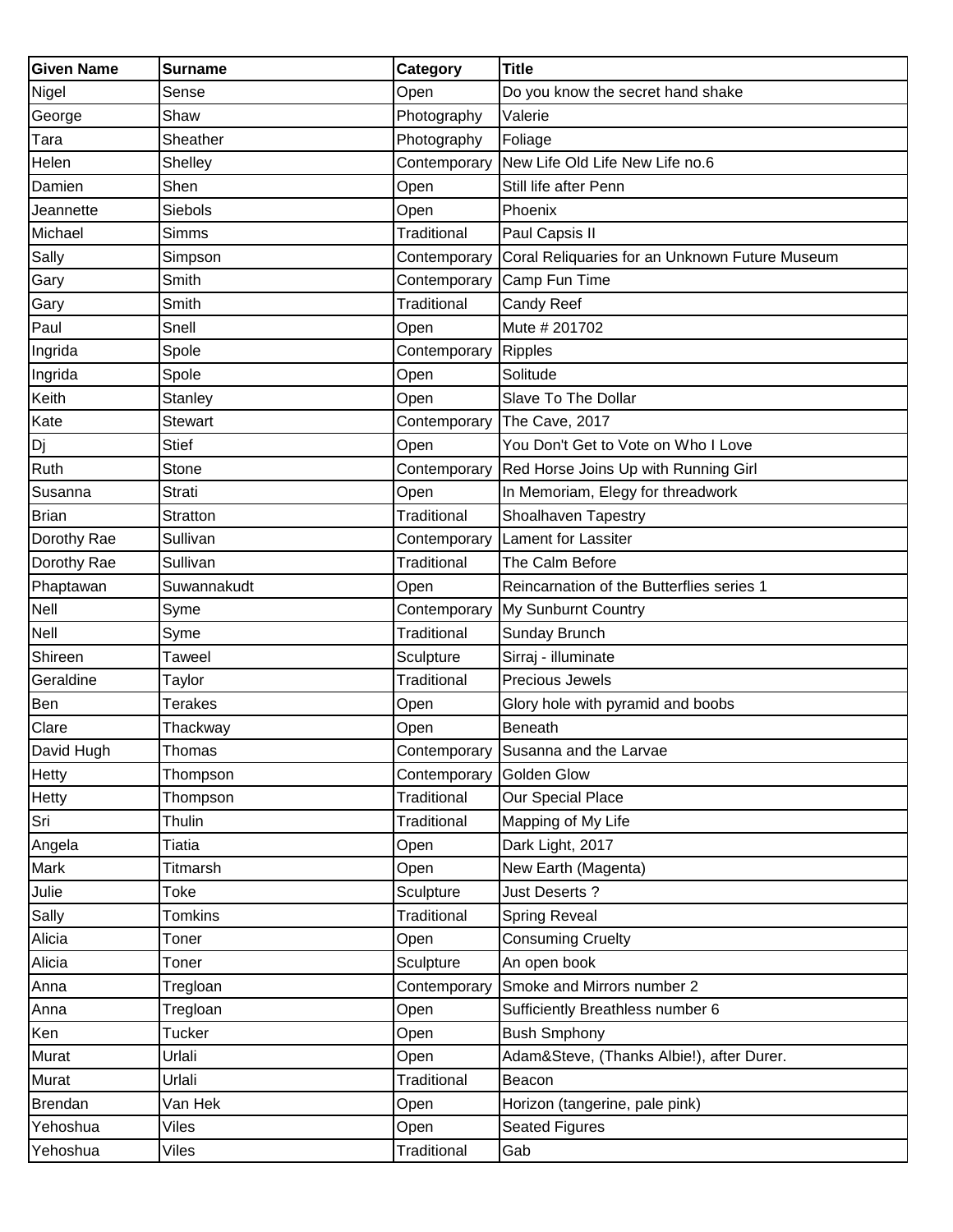| Given Name | Surname | Category | Title |
|---|---|---|---|
| Nigel | Sense | Open | Do you know the secret hand shake |
| George | Shaw | Photography | Valerie |
| Tara | Sheather | Photography | Foliage |
| Helen | Shelley | Contemporary | New Life Old Life New Life no.6 |
| Damien | Shen | Open | Still life after Penn |
| Jeannette | Siebols | Open | Phoenix |
| Michael | Simms | Traditional | Paul Capsis II |
| Sally | Simpson | Contemporary | Coral Reliquaries for an Unknown Future Museum |
| Gary | Smith | Contemporary | Camp Fun Time |
| Gary | Smith | Traditional | Candy Reef |
| Paul | Snell | Open | Mute # 201702 |
| Ingrida | Spole | Contemporary | Ripples |
| Ingrida | Spole | Open | Solitude |
| Keith | Stanley | Open | Slave To The Dollar |
| Kate | Stewart | Contemporary | The Cave, 2017 |
| Dj | Stief | Open | You Don't Get to Vote on Who I Love |
| Ruth | Stone | Contemporary | Red Horse Joins Up with Running Girl |
| Susanna | Strati | Open | In Memoriam, Elegy for threadwork |
| Brian | Stratton | Traditional | Shoalhaven Tapestry |
| Dorothy Rae | Sullivan | Contemporary | Lament for Lassiter |
| Dorothy Rae | Sullivan | Traditional | The Calm Before |
| Phaptawan | Suwannakudt | Open | Reincarnation of the Butterflies series 1 |
| Nell | Syme | Contemporary | My Sunburnt Country |
| Nell | Syme | Traditional | Sunday Brunch |
| Shireen | Taweel | Sculpture | Sirraj - illuminate |
| Geraldine | Taylor | Traditional | Precious Jewels |
| Ben | Terakes | Open | Glory hole with pyramid and boobs |
| Clare | Thackway | Open | Beneath |
| David Hugh | Thomas | Contemporary | Susanna and the Larvae |
| Hetty | Thompson | Contemporary | Golden Glow |
| Hetty | Thompson | Traditional | Our Special Place |
| Sri | Thulin | Traditional | Mapping of My Life |
| Angela | Tiatia | Open | Dark Light, 2017 |
| Mark | Titmarsh | Open | New Earth (Magenta) |
| Julie | Toke | Sculpture | Just Deserts ? |
| Sally | Tomkins | Traditional | Spring Reveal |
| Alicia | Toner | Open | Consuming Cruelty |
| Alicia | Toner | Sculpture | An open book |
| Anna | Tregloan | Contemporary | Smoke and Mirrors number 2 |
| Anna | Tregloan | Open | Sufficiently Breathless number 6 |
| Ken | Tucker | Open | Bush Smphony |
| Murat | Urlali | Open | Adam&Steve, (Thanks Albie!), after Durer. |
| Murat | Urlali | Traditional | Beacon |
| Brendan | Van Hek | Open | Horizon (tangerine, pale pink) |
| Yehoshua | Viles | Open | Seated Figures |
| Yehoshua | Viles | Traditional | Gab |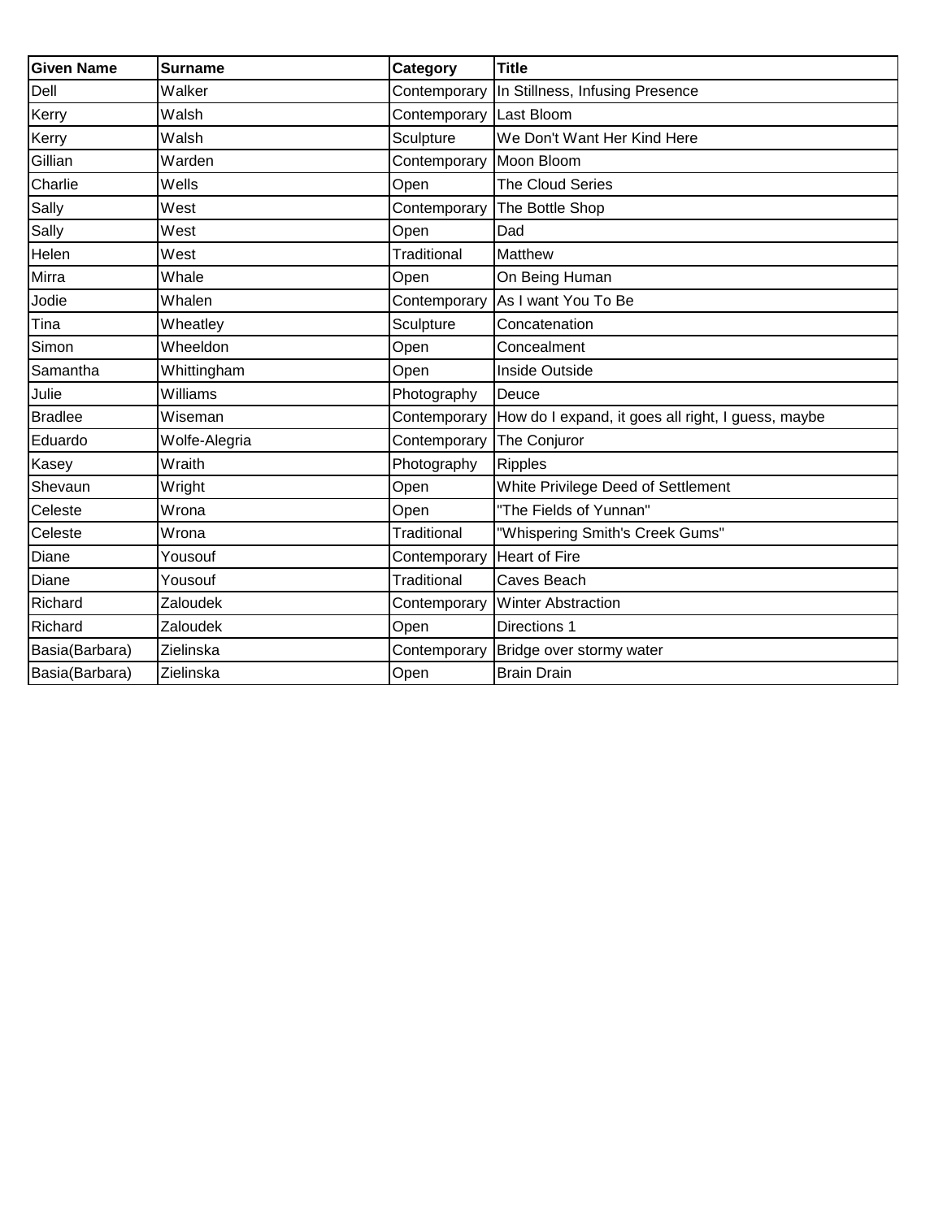| Given Name | Surname | Category | Title |
|---|---|---|---|
| Dell | Walker | Contemporary | In Stillness, Infusing Presence |
| Kerry | Walsh | Contemporary | Last Bloom |
| Kerry | Walsh | Sculpture | We Don't Want Her Kind Here |
| Gillian | Warden | Contemporary | Moon Bloom |
| Charlie | Wells | Open | The Cloud Series |
| Sally | West | Contemporary | The Bottle Shop |
| Sally | West | Open | Dad |
| Helen | West | Traditional | Matthew |
| Mirra | Whale | Open | On Being Human |
| Jodie | Whalen | Contemporary | As I want You To Be |
| Tina | Wheatley | Sculpture | Concatenation |
| Simon | Wheeldon | Open | Concealment |
| Samantha | Whittingham | Open | Inside Outside |
| Julie | Williams | Photography | Deuce |
| Bradlee | Wiseman | Contemporary | How do I expand, it goes all right, I guess, maybe |
| Eduardo | Wolfe-Alegria | Contemporary | The Conjuror |
| Kasey | Wraith | Photography | Ripples |
| Shevaun | Wright | Open | White Privilege Deed of Settlement |
| Celeste | Wrona | Open | "The Fields of Yunnan" |
| Celeste | Wrona | Traditional | "Whispering Smith's Creek Gums" |
| Diane | Yousouf | Contemporary | Heart of Fire |
| Diane | Yousouf | Traditional | Caves Beach |
| Richard | Zaloudek | Contemporary | Winter Abstraction |
| Richard | Zaloudek | Open | Directions 1 |
| Basia(Barbara) | Zielinska | Contemporary | Bridge over stormy water |
| Basia(Barbara) | Zielinska | Open | Brain Drain |